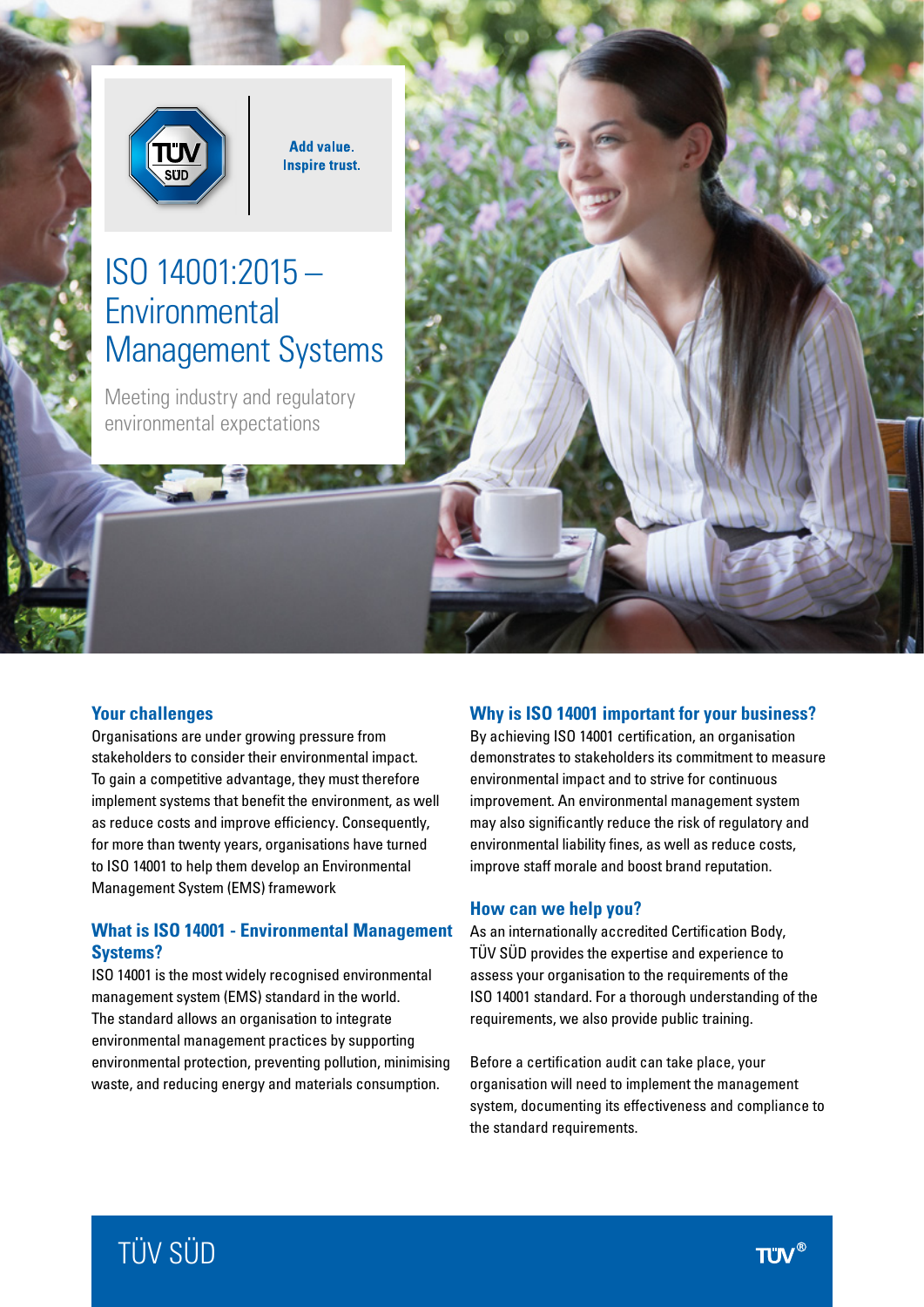Add value.
Inspire trust.

# ISO 14001:2015 – Environmental Management Systems

Meeting industry and regulatory environmental expectations

## Your challenges

Organisations are under growing pressure from stakeholders to consider their environmental impact. To gain a competitive advantage, they must therefore implement systems that benefit the environment, as well as reduce costs and improve efficiency. Consequently, for more than twenty years, organisations have turned to ISO 14001 to help them develop an Environmental Management System (EMS) framework

## What is ISO 14001 - Environmental Management Systems?

ISO 14001 is the most widely recognised environmental management system (EMS) standard in the world. The standard allows an organisation to integrate environmental management practices by supporting environmental protection, preventing pollution, minimising waste, and reducing energy and materials consumption.

## Why is ISO 14001 important for your business?

By achieving ISO 14001 certification, an organisation demonstrates to stakeholders its commitment to measure environmental impact and to strive for continuous improvement. An environmental management system may also significantly reduce the risk of regulatory and environmental liability fines, as well as reduce costs, improve staff morale and boost brand reputation.

## How can we help you?

As an internationally accredited Certification Body, TÜV SÜD provides the expertise and experience to assess your organisation to the requirements of the ISO 14001 standard. For a thorough understanding of the requirements, we also provide public training.

Before a certification audit can take place, your organisation will need to implement the management system, documenting its effectiveness and compliance to the standard requirements.

TÜV SÜD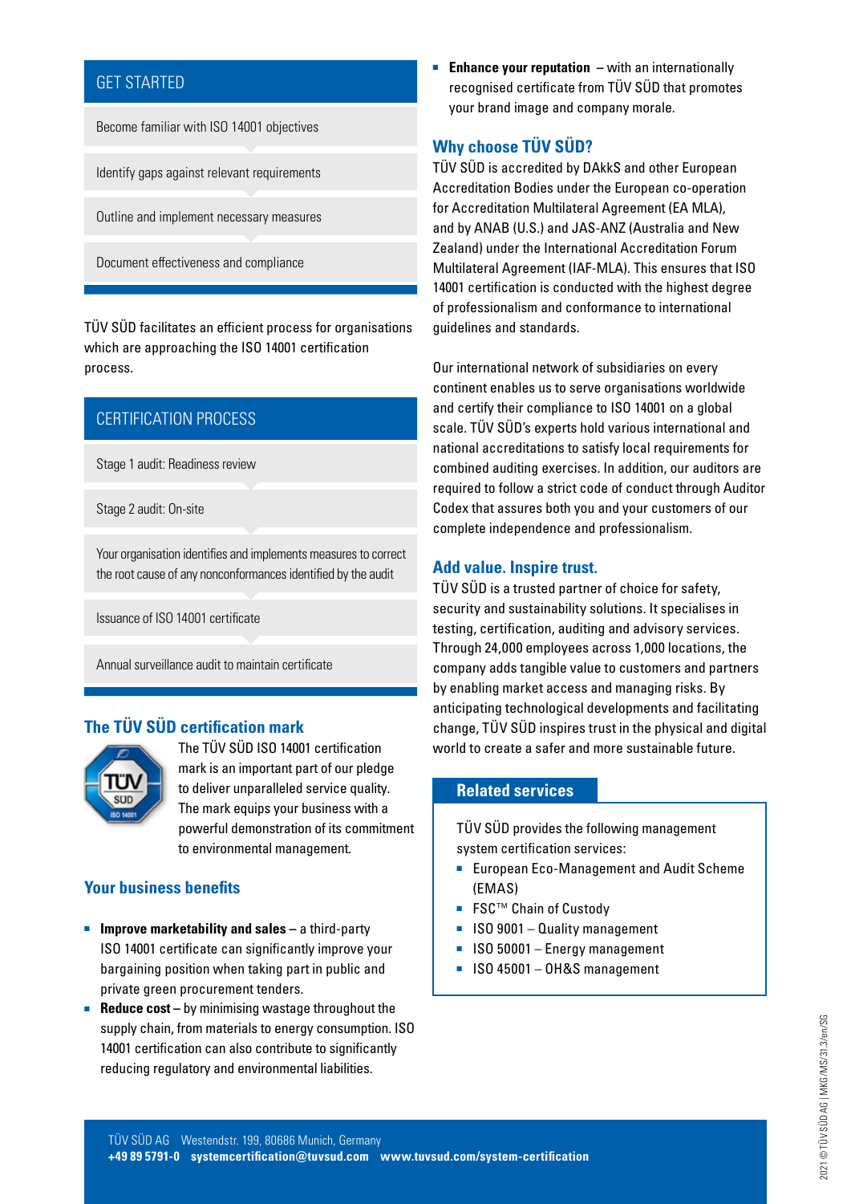## GET STARTED

- Become familiar with ISO 14001 objectives
- Identify gaps against relevant requirements
- Outline and implement necessary measures
- Document effectiveness and compliance

TÜV SÜD facilitates an efficient process for organisations which are approaching the ISO 14001 certification process.

## CERTIFICATION PROCESS

- Stage 1 audit: Readiness review
- Stage 2 audit: On-site
- Your organisation identifies and implements measures to correct the root cause of any nonconformances identified by the audit
- Issuance of ISO 14001 certificate
- Annual surveillance audit to maintain certificate

## The TÜV SÜD certification mark

The TÜV SÜD ISO 14001 certification mark is an important part of our pledge to deliver unparalleled service quality. The mark equips your business with a powerful demonstration of its commitment to environmental management.

## Your business benefits

- **Improve marketability and sales** – a third-party ISO 14001 certificate can significantly improve your bargaining position when taking part in public and private green procurement tenders.
- **Reduce cost** – by minimising wastage throughout the supply chain, from materials to energy consumption. ISO 14001 certification can also contribute to significantly reducing regulatory and environmental liabilities.
- **Enhance your reputation** – with an internationally recognised certificate from TÜV SÜD that promotes your brand image and company morale.

## Why choose TÜV SÜD?

TÜV SÜD is accredited by DAkkS and other European Accreditation Bodies under the European co-operation for Accreditation Multilateral Agreement (EA MLA), and by ANAB (U.S.) and JAS-ANZ (Australia and New Zealand) under the International Accreditation Forum Multilateral Agreement (IAF-MLA). This ensures that ISO 14001 certification is conducted with the highest degree of professionalism and conformance to international guidelines and standards.

Our international network of subsidiaries on every continent enables us to serve organisations worldwide and certify their compliance to ISO 14001 on a global scale. TÜV SÜD's experts hold various international and national accreditations to satisfy local requirements for combined auditing exercises. In addition, our auditors are required to follow a strict code of conduct through Auditor Codex that assures both you and your customers of our complete independence and professionalism.

## Add value. Inspire trust.

TÜV SÜD is a trusted partner of choice for safety, security and sustainability solutions. It specialises in testing, certification, auditing and advisory services. Through 24,000 employees across 1,000 locations, the company adds tangible value to customers and partners by enabling market access and managing risks. By anticipating technological developments and facilitating change, TÜV SÜD inspires trust in the physical and digital world to create a safer and more sustainable future.

## Related services

TÜV SÜD provides the following management system certification services:

- European Eco-Management and Audit Scheme (EMAS)
- FSC™ Chain of Custody
- ISO 9001 – Quality management
- ISO 50001 – Energy management
- ISO 45001 – OH&S management

TÜV SÜD AG Westendstr. 199, 80686 Munich, Germany
**+49 89 5791-0 systemcertification@tuvsud.com www.tuvsud.com/system-certification**

2021 © TÜV SÜD AG | MKG/MS/31.3/en/SG